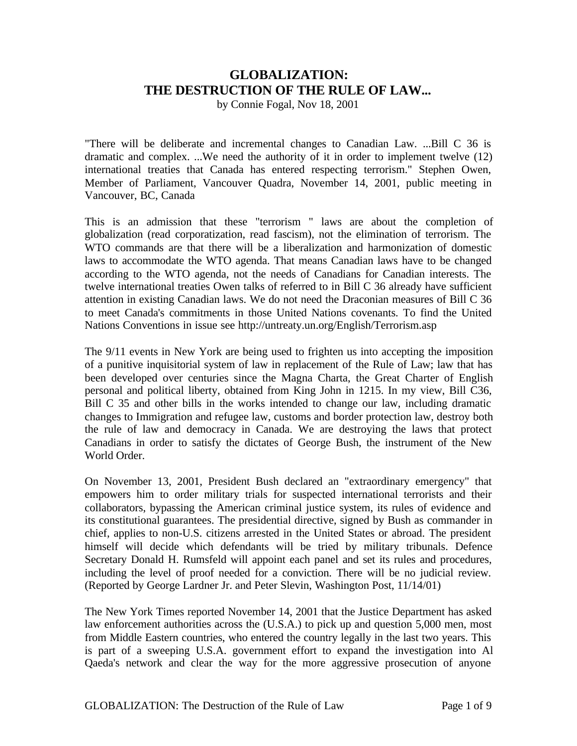# GLOBALIZATION:
# THE DESTRUCTION OF THE RULE OF LAW...

by Connie Fogal, Nov 18, 2001

"There will be deliberate and incremental changes to Canadian Law. ...Bill C 36 is dramatic and complex. ...We need the authority of it in order to implement twelve (12) international treaties that Canada has entered respecting terrorism." Stephen Owen, Member of Parliament, Vancouver Quadra, November 14, 2001, public meeting in Vancouver, BC, Canada

This is an admission that these "terrorism " laws are about the completion of globalization (read corporatization, read fascism), not the elimination of terrorism. The WTO commands are that there will be a liberalization and harmonization of domestic laws to accommodate the WTO agenda. That means Canadian laws have to be changed according to the WTO agenda, not the needs of Canadians for Canadian interests. The twelve international treaties Owen talks of referred to in Bill C 36 already have sufficient attention in existing Canadian laws. We do not need the Draconian measures of Bill C 36 to meet Canada's commitments in those United Nations covenants. To find the United Nations Conventions in issue see http://untreaty.un.org/English/Terrorism.asp

The 9/11 events in New York are being used to frighten us into accepting the imposition of a punitive inquisitorial system of law in replacement of the Rule of Law; law that has been developed over centuries since the Magna Charta, the Great Charter of English personal and political liberty, obtained from King John in 1215. In my view, Bill C36, Bill C 35 and other bills in the works intended to change our law, including dramatic changes to Immigration and refugee law, customs and border protection law, destroy both the rule of law and democracy in Canada. We are destroying the laws that protect Canadians in order to satisfy the dictates of George Bush, the instrument of the New World Order.

On November 13, 2001, President Bush declared an "extraordinary emergency" that empowers him to order military trials for suspected international terrorists and their collaborators, bypassing the American criminal justice system, its rules of evidence and its constitutional guarantees. The presidential directive, signed by Bush as commander in chief, applies to non-U.S. citizens arrested in the United States or abroad. The president himself will decide which defendants will be tried by military tribunals. Defence Secretary Donald H. Rumsfeld will appoint each panel and set its rules and procedures, including the level of proof needed for a conviction. There will be no judicial review. (Reported by George Lardner Jr. and Peter Slevin, Washington Post, 11/14/01)

The New York Times reported November 14, 2001 that the Justice Department has asked law enforcement authorities across the (U.S.A.) to pick up and question 5,000 men, most from Middle Eastern countries, who entered the country legally in the last two years. This is part of a sweeping U.S.A. government effort to expand the investigation into Al Qaeda's network and clear the way for the more aggressive prosecution of anyone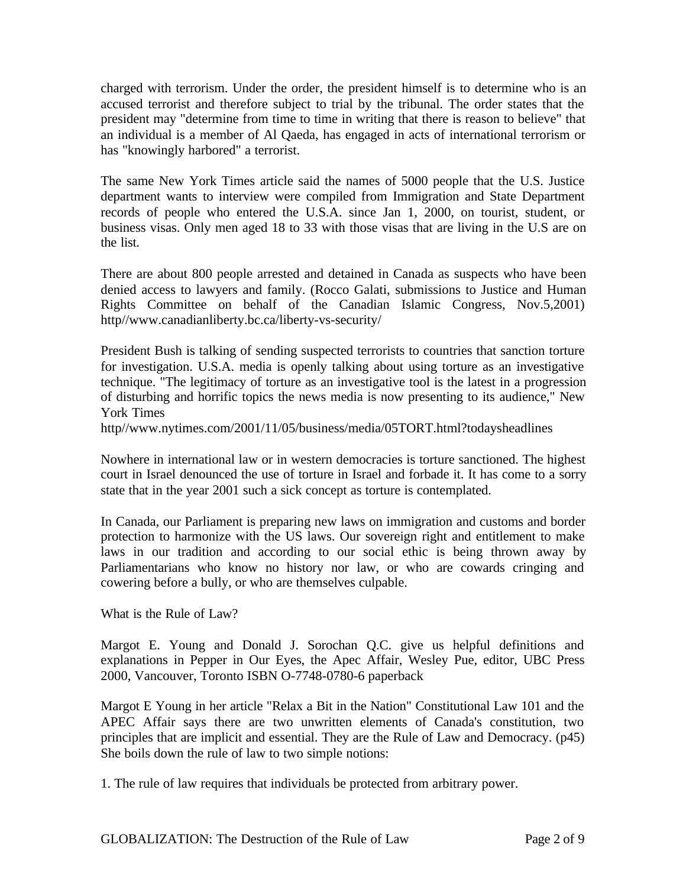charged with terrorism. Under the order, the president himself is to determine who is an accused terrorist and therefore subject to trial by the tribunal. The order states that the president may "determine from time to time in writing that there is reason to believe" that an individual is a member of Al Qaeda, has engaged in acts of international terrorism or has "knowingly harbored" a terrorist.

The same New York Times article said the names of 5000 people that the U.S. Justice department wants to interview were compiled from Immigration and State Department records of people who entered the U.S.A. since Jan 1, 2000, on tourist, student, or business visas. Only men aged 18 to 33 with those visas that are living in the U.S are on the list.

There are about 800 people arrested and detained in Canada as suspects who have been denied access to lawyers and family. (Rocco Galati, submissions to Justice and Human Rights Committee on behalf of the Canadian Islamic Congress, Nov.5,2001) http//www.canadianliberty.bc.ca/liberty-vs-security/

President Bush is talking of sending suspected terrorists to countries that sanction torture for investigation. U.S.A. media is openly talking about using torture as an investigative technique. "The legitimacy of torture as an investigative tool is the latest in a progression of disturbing and horrific topics the news media is now presenting to its audience," New York Times
http//www.nytimes.com/2001/11/05/business/media/05TORT.html?todaysheadlines

Nowhere in international law or in western democracies is torture sanctioned. The highest court in Israel denounced the use of torture in Israel and forbade it. It has come to a sorry state that in the year 2001 such a sick concept as torture is contemplated.

In Canada, our Parliament is preparing new laws on immigration and customs and border protection to harmonize with the US laws. Our sovereign right and entitlement to make laws in our tradition and according to our social ethic is being thrown away by Parliamentarians who know no history nor law, or who are cowards cringing and cowering before a bully, or who are themselves culpable.

What is the Rule of Law?

Margot E. Young and Donald J. Sorochan Q.C. give us helpful definitions and explanations in Pepper in Our Eyes, the Apec Affair, Wesley Pue, editor, UBC Press 2000, Vancouver, Toronto ISBN O-7748-0780-6 paperback

Margot E Young in her article "Relax a Bit in the Nation" Constitutional Law 101 and the APEC Affair says there are two unwritten elements of Canada's constitution, two principles that are implicit and essential. They are the Rule of Law and Democracy. (p45) She boils down the rule of law to two simple notions:

1. The rule of law requires that individuals be protected from arbitrary power.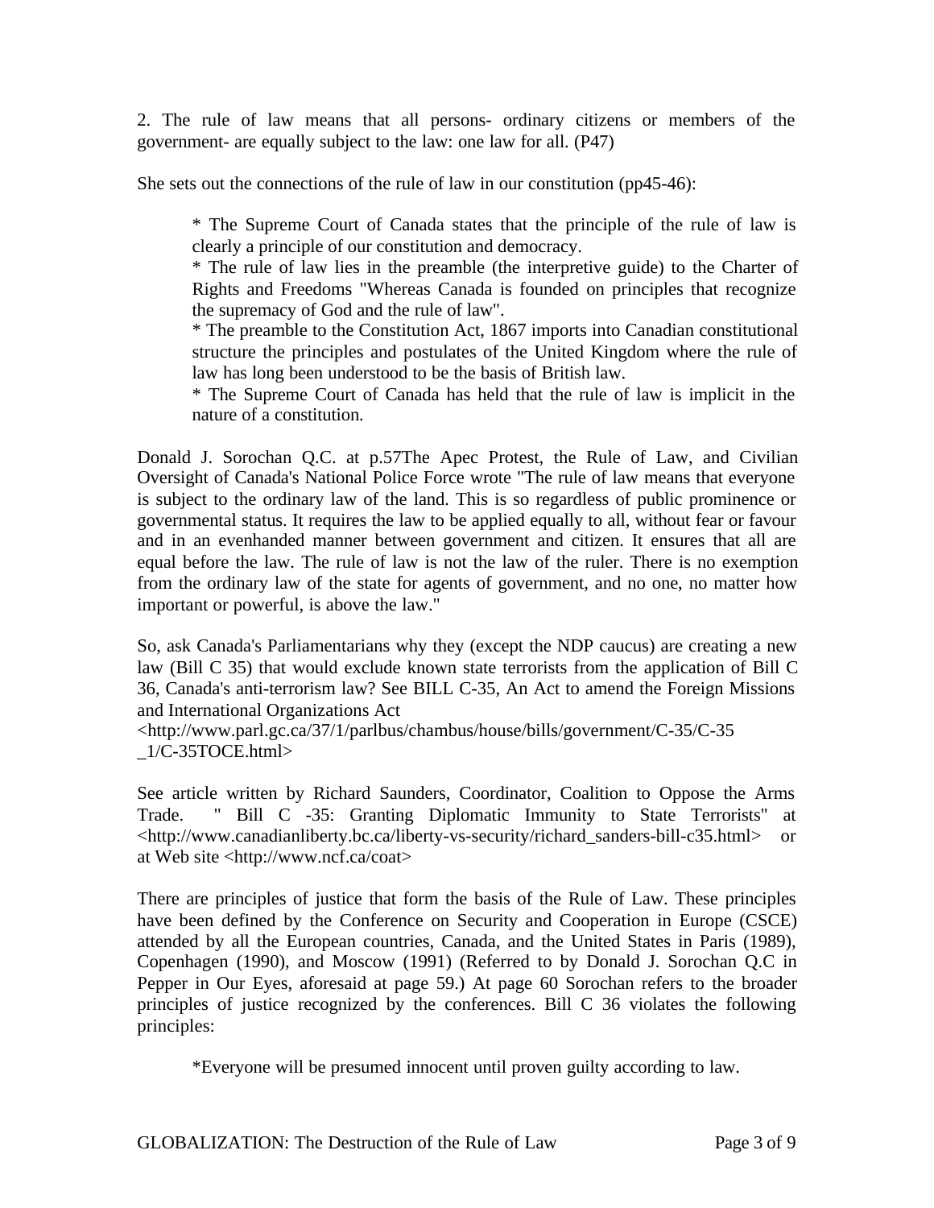2. The rule of law means that all persons- ordinary citizens or members of the government- are equally subject to the law: one law for all. (P47)

She sets out the connections of the rule of law in our constitution (pp45-46):

> * The Supreme Court of Canada states that the principle of the rule of law is clearly a principle of our constitution and democracy.
> * The rule of law lies in the preamble (the interpretive guide) to the Charter of Rights and Freedoms "Whereas Canada is founded on principles that recognize the supremacy of God and the rule of law".
> * The preamble to the Constitution Act, 1867 imports into Canadian constitutional structure the principles and postulates of the United Kingdom where the rule of law has long been understood to be the basis of British law.
> * The Supreme Court of Canada has held that the rule of law is implicit in the nature of a constitution.

Donald J. Sorochan Q.C. at p.57The Apec Protest, the Rule of Law, and Civilian Oversight of Canada's National Police Force wrote "The rule of law means that everyone is subject to the ordinary law of the land. This is so regardless of public prominence or governmental status. It requires the law to be applied equally to all, without fear or favour and in an evenhanded manner between government and citizen. It ensures that all are equal before the law. The rule of law is not the law of the ruler. There is no exemption from the ordinary law of the state for agents of government, and no one, no matter how important or powerful, is above the law."

So, ask Canada's Parliamentarians why they (except the NDP caucus) are creating a new law (Bill C 35) that would exclude known state terrorists from the application of Bill C 36, Canada's anti-terrorism law? See BILL C-35, An Act to amend the Foreign Missions and International Organizations Act <http://www.parl.gc.ca/37/1/parlbus/chambus/house/bills/government/C-35/C-35_1/C-35TOCE.html>

See article written by Richard Saunders, Coordinator, Coalition to Oppose the Arms Trade. " Bill C -35: Granting Diplomatic Immunity to State Terrorists" at <http://www.canadianliberty.bc.ca/liberty-vs-security/richard_sanders-bill-c35.html> or at Web site <http://www.ncf.ca/coat>

There are principles of justice that form the basis of the Rule of Law. These principles have been defined by the Conference on Security and Cooperation in Europe (CSCE) attended by all the European countries, Canada, and the United States in Paris (1989), Copenhagen (1990), and Moscow (1991) (Referred to by Donald J. Sorochan Q.C in Pepper in Our Eyes, aforesaid at page 59.) At page 60 Sorochan refers to the broader principles of justice recognized by the conferences. Bill C 36 violates the following principles:

> *Everyone will be presumed innocent until proven guilty according to law.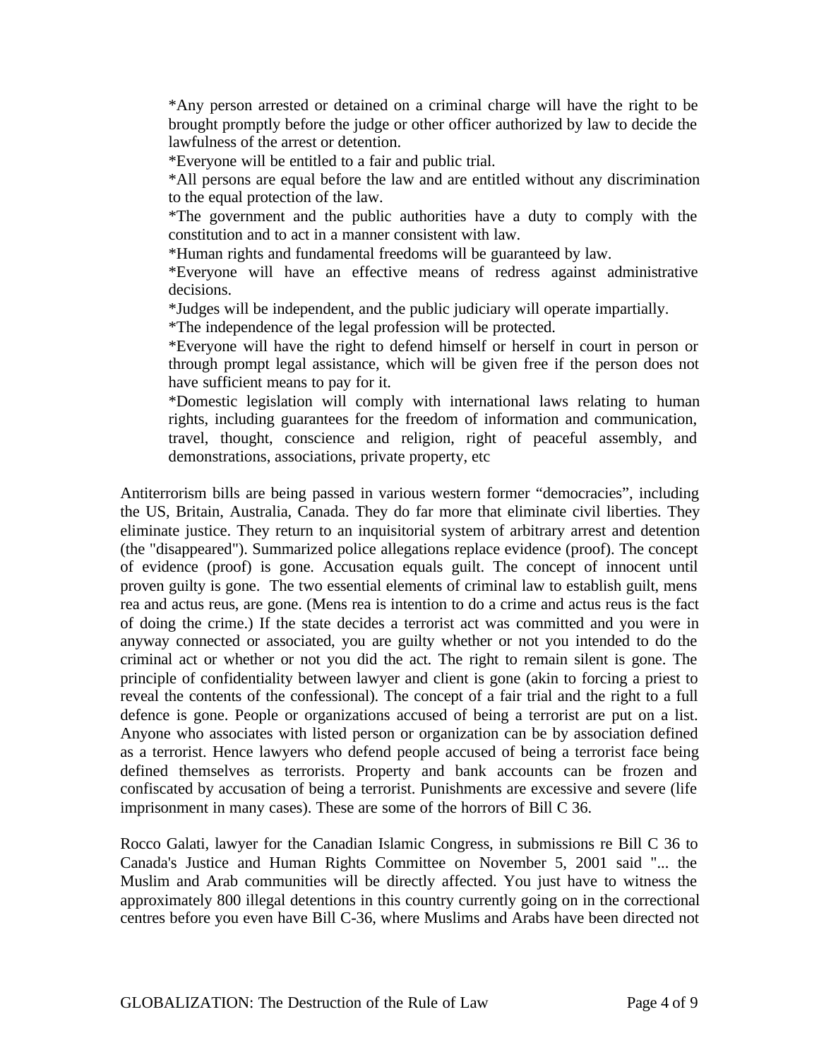*Any person arrested or detained on a criminal charge will have the right to be brought promptly before the judge or other officer authorized by law to decide the lawfulness of the arrest or detention.

*Everyone will be entitled to a fair and public trial.

*All persons are equal before the law and are entitled without any discrimination to the equal protection of the law.

*The government and the public authorities have a duty to comply with the constitution and to act in a manner consistent with law.

*Human rights and fundamental freedoms will be guaranteed by law.

*Everyone will have an effective means of redress against administrative decisions.

*Judges will be independent, and the public judiciary will operate impartially.

*The independence of the legal profession will be protected.

*Everyone will have the right to defend himself or herself in court in person or through prompt legal assistance, which will be given free if the person does not have sufficient means to pay for it.

*Domestic legislation will comply with international laws relating to human rights, including guarantees for the freedom of information and communication, travel, thought, conscience and religion, right of peaceful assembly, and demonstrations, associations, private property, etc

Antiterrorism bills are being passed in various western former “democracies”, including the US, Britain, Australia, Canada. They do far more that eliminate civil liberties. They eliminate justice. They return to an inquisitorial system of arbitrary arrest and detention (the "disappeared"). Summarized police allegations replace evidence (proof). The concept of evidence (proof) is gone. Accusation equals guilt. The concept of innocent until proven guilty is gone. The two essential elements of criminal law to establish guilt, mens rea and actus reus, are gone. (Mens rea is intention to do a crime and actus reus is the fact of doing the crime.) If the state decides a terrorist act was committed and you were in anyway connected or associated, you are guilty whether or not you intended to do the criminal act or whether or not you did the act. The right to remain silent is gone. The principle of confidentiality between lawyer and client is gone (akin to forcing a priest to reveal the contents of the confessional). The concept of a fair trial and the right to a full defence is gone. People or organizations accused of being a terrorist are put on a list. Anyone who associates with listed person or organization can be by association defined as a terrorist. Hence lawyers who defend people accused of being a terrorist face being defined themselves as terrorists. Property and bank accounts can be frozen and confiscated by accusation of being a terrorist. Punishments are excessive and severe (life imprisonment in many cases). These are some of the horrors of Bill C 36.

Rocco Galati, lawyer for the Canadian Islamic Congress, in submissions re Bill C 36 to Canada's Justice and Human Rights Committee on November 5, 2001 said "... the Muslim and Arab communities will be directly affected. You just have to witness the approximately 800 illegal detentions in this country currently going on in the correctional centres before you even have Bill C-36, where Muslims and Arabs have been directed not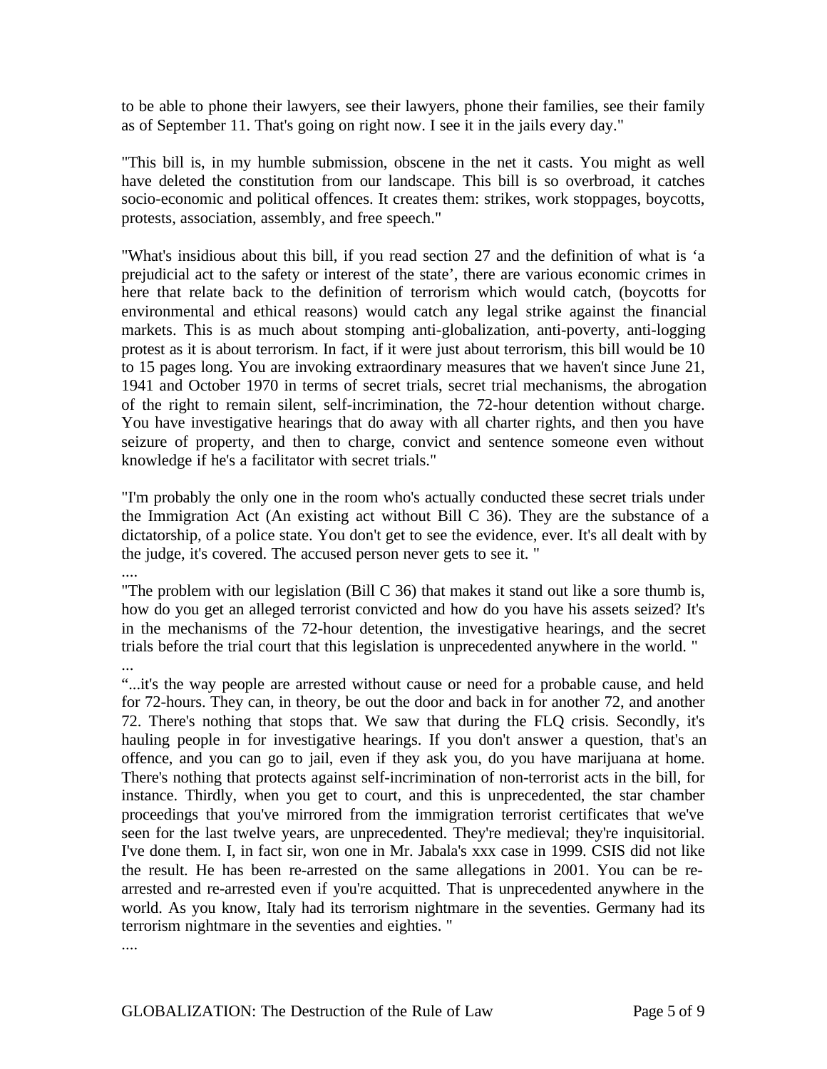to be able to phone their lawyers, see their lawyers, phone their families, see their family as of September 11. That's going on right now. I see it in the jails every day."

"This bill is, in my humble submission, obscene in the net it casts. You might as well have deleted the constitution from our landscape. This bill is so overbroad, it catches socio-economic and political offences. It creates them: strikes, work stoppages, boycotts, protests, association, assembly, and free speech."

"What's insidious about this bill, if you read section 27 and the definition of what is 'a prejudicial act to the safety or interest of the state', there are various economic crimes in here that relate back to the definition of terrorism which would catch, (boycotts for environmental and ethical reasons) would catch any legal strike against the financial markets. This is as much about stomping anti-globalization, anti-poverty, anti-logging protest as it is about terrorism. In fact, if it were just about terrorism, this bill would be 10 to 15 pages long. You are invoking extraordinary measures that we haven't since June 21, 1941 and October 1970 in terms of secret trials, secret trial mechanisms, the abrogation of the right to remain silent, self-incrimination, the 72-hour detention without charge. You have investigative hearings that do away with all charter rights, and then you have seizure of property, and then to charge, convict and sentence someone even without knowledge if he's a facilitator with secret trials."

"I'm probably the only one in the room who's actually conducted these secret trials under the Immigration Act (An existing act without Bill C 36). They are the substance of a dictatorship, of a police state. You don't get to see the evidence, ever. It's all dealt with by the judge, it's covered. The accused person never gets to see it. "

....

"The problem with our legislation (Bill C 36) that makes it stand out like a sore thumb is, how do you get an alleged terrorist convicted and how do you have his assets seized? It's in the mechanisms of the 72-hour detention, the investigative hearings, and the secret trials before the trial court that this legislation is unprecedented anywhere in the world. "

...

"...it's the way people are arrested without cause or need for a probable cause, and held for 72-hours. They can, in theory, be out the door and back in for another 72, and another 72. There's nothing that stops that. We saw that during the FLQ crisis. Secondly, it's hauling people in for investigative hearings. If you don't answer a question, that's an offence, and you can go to jail, even if they ask you, do you have marijuana at home. There's nothing that protects against self-incrimination of non-terrorist acts in the bill, for instance. Thirdly, when you get to court, and this is unprecedented, the star chamber proceedings that you've mirrored from the immigration terrorist certificates that we've seen for the last twelve years, are unprecedented. They're medieval; they're inquisitorial. I've done them. I, in fact sir, won one in Mr. Jabala's xxx case in 1999. CSIS did not like the result. He has been re-arrested on the same allegations in 2001. You can be re-arrested and re-arrested even if you're acquitted. That is unprecedented anywhere in the world. As you know, Italy had its terrorism nightmare in the seventies. Germany had its terrorism nightmare in the seventies and eighties. "

....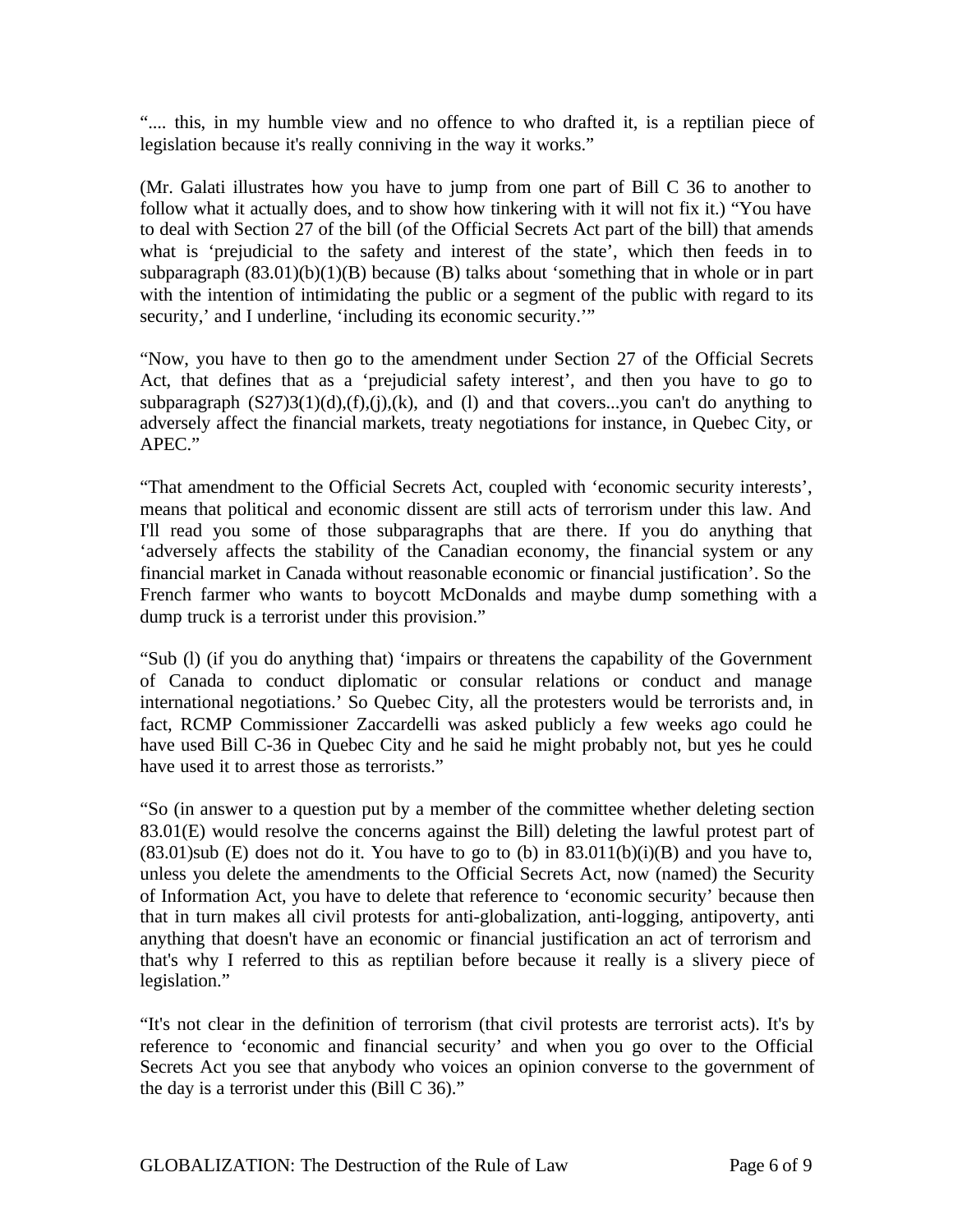".... this, in my humble view and no offence to who drafted it, is a reptilian piece of legislation because it's really conniving in the way it works."

(Mr. Galati illustrates how you have to jump from one part of Bill C 36 to another to follow what it actually does, and to show how tinkering with it will not fix it.) "You have to deal with Section 27 of the bill (of the Official Secrets Act part of the bill) that amends what is 'prejudicial to the safety and interest of the state', which then feeds in to subparagraph (83.01)(b)(1)(B) because (B) talks about 'something that in whole or in part with the intention of intimidating the public or a segment of the public with regard to its security,' and I underline, 'including its economic security.'"

"Now, you have to then go to the amendment under Section 27 of the Official Secrets Act, that defines that as a 'prejudicial safety interest', and then you have to go to subparagraph (S27)3(1)(d),(f),(j),(k), and (l) and that covers...you can't do anything to adversely affect the financial markets, treaty negotiations for instance, in Quebec City, or APEC."

"That amendment to the Official Secrets Act, coupled with 'economic security interests', means that political and economic dissent are still acts of terrorism under this law. And I'll read you some of those subparagraphs that are there. If you do anything that 'adversely affects the stability of the Canadian economy, the financial system or any financial market in Canada without reasonable economic or financial justification'. So the French farmer who wants to boycott McDonalds and maybe dump something with a dump truck is a terrorist under this provision."

"Sub (l) (if you do anything that) 'impairs or threatens the capability of the Government of Canada to conduct diplomatic or consular relations or conduct and manage international negotiations.' So Quebec City, all the protesters would be terrorists and, in fact, RCMP Commissioner Zaccardelli was asked publicly a few weeks ago could he have used Bill C-36 in Quebec City and he said he might probably not, but yes he could have used it to arrest those as terrorists."

"So (in answer to a question put by a member of the committee whether deleting section 83.01(E) would resolve the concerns against the Bill) deleting the lawful protest part of (83.01)sub (E) does not do it. You have to go to (b) in 83.011(b)(i)(B) and you have to, unless you delete the amendments to the Official Secrets Act, now (named) the Security of Information Act, you have to delete that reference to 'economic security' because then that in turn makes all civil protests for anti-globalization, anti-logging, antipoverty, anti anything that doesn't have an economic or financial justification an act of terrorism and that's why I referred to this as reptilian before because it really is a slivery piece of legislation."

"It's not clear in the definition of terrorism (that civil protests are terrorist acts). It's by reference to 'economic and financial security' and when you go over to the Official Secrets Act you see that anybody who voices an opinion converse to the government of the day is a terrorist under this (Bill C 36)."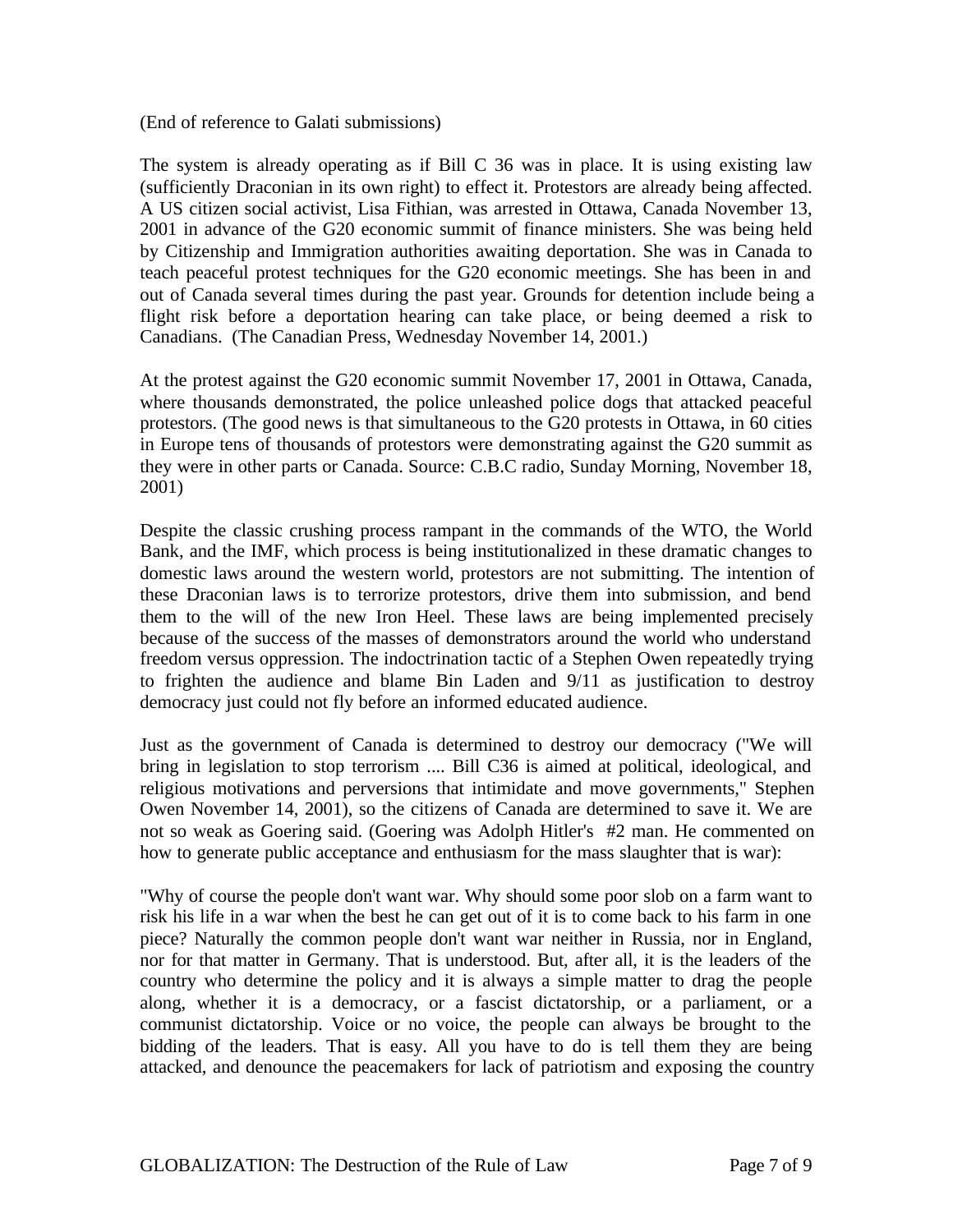(End of reference to Galati submissions)

The system is already operating as if Bill C 36 was in place. It is using existing law (sufficiently Draconian in its own right) to effect it. Protestors are already being affected. A US citizen social activist, Lisa Fithian, was arrested in Ottawa, Canada November 13, 2001 in advance of the G20 economic summit of finance ministers. She was being held by Citizenship and Immigration authorities awaiting deportation. She was in Canada to teach peaceful protest techniques for the G20 economic meetings. She has been in and out of Canada several times during the past year. Grounds for detention include being a flight risk before a deportation hearing can take place, or being deemed a risk to Canadians. (The Canadian Press, Wednesday November 14, 2001.)

At the protest against the G20 economic summit November 17, 2001 in Ottawa, Canada, where thousands demonstrated, the police unleashed police dogs that attacked peaceful protestors. (The good news is that simultaneous to the G20 protests in Ottawa, in 60 cities in Europe tens of thousands of protestors were demonstrating against the G20 summit as they were in other parts or Canada. Source: C.B.C radio, Sunday Morning, November 18, 2001)

Despite the classic crushing process rampant in the commands of the WTO, the World Bank, and the IMF, which process is being institutionalized in these dramatic changes to domestic laws around the western world, protestors are not submitting. The intention of these Draconian laws is to terrorize protestors, drive them into submission, and bend them to the will of the new Iron Heel. These laws are being implemented precisely because of the success of the masses of demonstrators around the world who understand freedom versus oppression. The indoctrination tactic of a Stephen Owen repeatedly trying to frighten the audience and blame Bin Laden and 9/11 as justification to destroy democracy just could not fly before an informed educated audience.

Just as the government of Canada is determined to destroy our democracy ("We will bring in legislation to stop terrorism .... Bill C36 is aimed at political, ideological, and religious motivations and perversions that intimidate and move governments," Stephen Owen November 14, 2001), so the citizens of Canada are determined to save it. We are not so weak as Goering said. (Goering was Adolph Hitler's #2 man. He commented on how to generate public acceptance and enthusiasm for the mass slaughter that is war):

"Why of course the people don't want war. Why should some poor slob on a farm want to risk his life in a war when the best he can get out of it is to come back to his farm in one piece? Naturally the common people don't want war neither in Russia, nor in England, nor for that matter in Germany. That is understood. But, after all, it is the leaders of the country who determine the policy and it is always a simple matter to drag the people along, whether it is a democracy, or a fascist dictatorship, or a parliament, or a communist dictatorship. Voice or no voice, the people can always be brought to the bidding of the leaders. That is easy. All you have to do is tell them they are being attacked, and denounce the peacemakers for lack of patriotism and exposing the country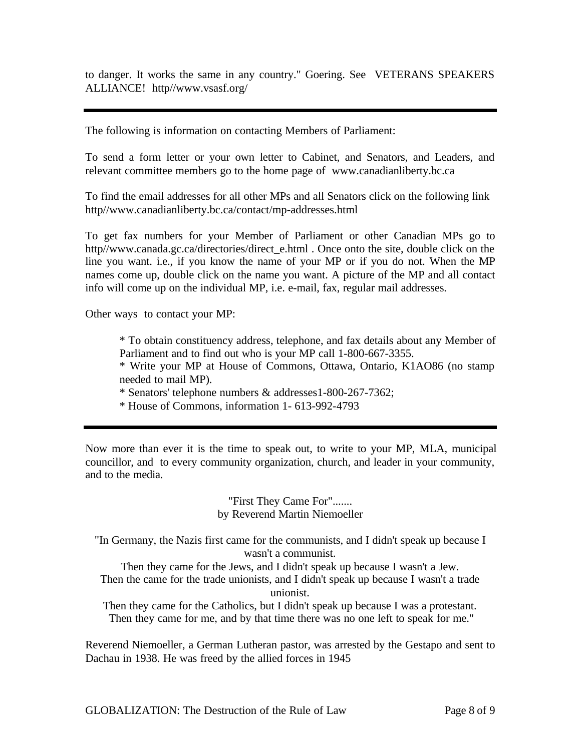to danger. It works the same in any country." Goering. See VETERANS SPEAKERS ALLIANCE! http//www.vsasf.org/

---

The following is information on contacting Members of Parliament:

To send a form letter or your own letter to Cabinet, and Senators, and Leaders, and relevant committee members go to the home page of www.canadianliberty.bc.ca

To find the email addresses for all other MPs and all Senators click on the following link http//www.canadianliberty.bc.ca/contact/mp-addresses.html

To get fax numbers for your Member of Parliament or other Canadian MPs go to http//www.canada.gc.ca/directories/direct_e.html . Once onto the site, double click on the line you want. i.e., if you know the name of your MP or if you do not. When the MP names come up, double click on the name you want. A picture of the MP and all contact info will come up on the individual MP, i.e. e-mail, fax, regular mail addresses.

Other ways to contact your MP:

* To obtain constituency address, telephone, and fax details about any Member of Parliament and to find out who is your MP call 1-800-667-3355.
* Write your MP at House of Commons, Ottawa, Ontario, K1AO86 (no stamp needed to mail MP).
* Senators' telephone numbers & addresses1-800-267-7362;
* House of Commons, information 1- 613-992-4793

---

Now more than ever it is the time to speak out, to write to your MP, MLA, municipal councillor, and to every community organization, church, and leader in your community, and to the media.

"First They Came For".......
by Reverend Martin Niemoeller

"In Germany, the Nazis first came for the communists, and I didn't speak up because I wasn't a communist.
Then they came for the Jews, and I didn't speak up because I wasn't a Jew.
Then the came for the trade unionists, and I didn't speak up because I wasn't a trade unionist.
Then they came for the Catholics, but I didn't speak up because I was a protestant.
Then they came for me, and by that time there was no one left to speak for me."

Reverend Niemoeller, a German Lutheran pastor, was arrested by the Gestapo and sent to Dachau in 1938. He was freed by the allied forces in 1945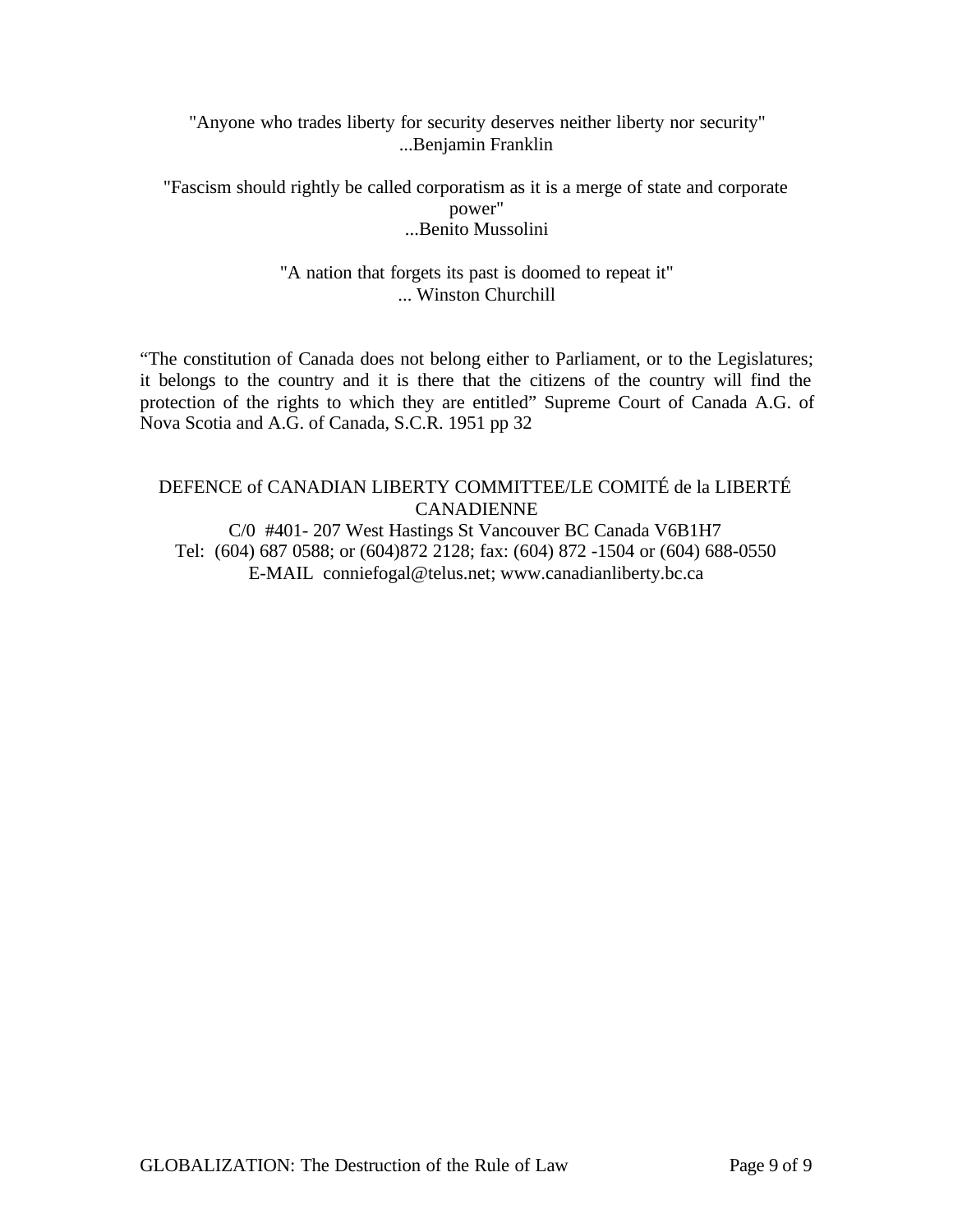"Anyone who trades liberty for security deserves neither liberty nor security"
...Benjamin Franklin

"Fascism should rightly be called corporatism as it is a merge of state and corporate power"
...Benito Mussolini

"A nation that forgets its past is doomed to repeat it"
... Winston Churchill

"The constitution of Canada does not belong either to Parliament, or to the Legislatures; it belongs to the country and it is there that the citizens of the country will find the protection of the rights to which they are entitled" Supreme Court of Canada A.G. of Nova Scotia and A.G. of Canada, S.C.R. 1951 pp 32

DEFENCE of CANADIAN LIBERTY COMMITTEE/LE COMITÉ de la LIBERTÉ CANADIENNE
C/0 #401- 207 West Hastings St Vancouver BC Canada V6B1H7
Tel: (604) 687 0588; or (604)872 2128; fax: (604) 872 -1504 or (604) 688-0550
E-MAIL conniefogal@telus.net; www.canadianliberty.bc.ca